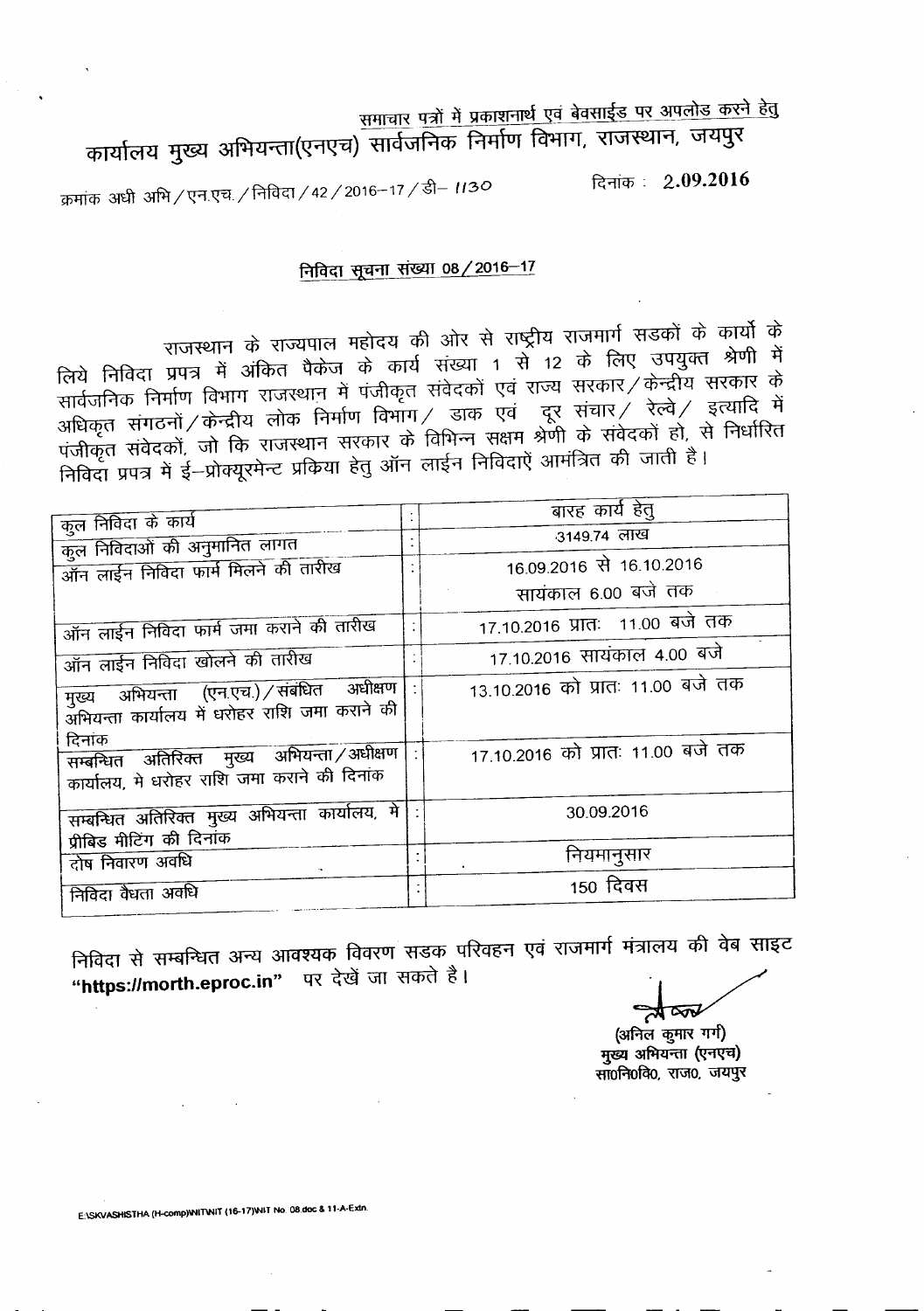<u>समाचार पत्रों में प्रकाशनार्थ एवं बेवसाईड पर अपलोड करने हेतु</u>

# कार्यालय मुख्य अभियन्ता(एनएच) सार्वजनिक निर्माण विभाग, राजस्थान, जयपुर

क्रमांक अधी अभि / एन.एच. / निविदा / 42 / 2016–17 / डी– 1130 दिनांक : **2.09.2016**

## <u>निविदा सूचना संख्या 08 / 2016–17</u>

राजस्थान के राज्यपाल महोदय की ओर से राष्ट्रीय राजमार्ग सडकों के कार्यो के लिये निविदा प्रपत्र में अंकित पैकेज के कार्य संख्या 1 से 12 के लिए उपयुक्त श्रेणी में सार्वजनिक निर्माण विभाग राजस्थान में पंजीकृत संवेदकों एवं राज्य सरकार / केन्द्रीय सरकार के अधिकृत संगठनों / केन्द्रीय लोक निर्माण विभाग / डाक एवं दूर संचार / रेल्वे / इत्यादि में पंजीकृत संवेदकों, जो कि राजस्थान सरकार के विभिन्न सक्षम श्रेणी के संवेदकों हो, से निर्धारित निविदा प्रपत्र में ई–प्रोक्यूरमेन्ट प्रकिया हेतु ऑन लाईन निविदाऐं आमंत्रित की जाती है।

| | | |
|---|---|---|
| कुल निविदा के कार्य | : | बारह कार्य हेतु |
| कुल निविदाओं की अनुमानित लागत | : | 3149.74 लाख |
| ऑन लाईन निविदा फार्म मिलने की तारीख | : | 16.09.2016 से 16.10.2016 सायंकाल 6.00 बजे तक |
| ऑन लाईन निविदा फार्म जमा कराने की तारीख | : | 17.10.2016 प्रातः 11.00 बजे तक |
| ऑन लाईन निविदा खोलने की तारीख | : | 17.10.2016 सायंकाल 4.00 बजे |
| मुख्य अभियन्ता (एन.एच.) / संबंधित अधीक्षण अभियन्ता कार्यालय में धरोहर राशि जमा कराने की दिनांक | : | 13.10.2016 को प्रातः 11.00 बजे तक |
| सम्बन्धित अतिरिक्त मुख्य अभियन्ता / अधीक्षण कार्यालय, मे धरोहर राशि जमा कराने की दिनांक | : | 17.10.2016 को प्रातः 11.00 बजे तक |
| सम्बन्धित अतिरिक्त मुख्य अभियन्ता कार्यालय, मे प्रीबिड मीटिंग की दिनांक | : | 30.09.2016 |
| दोष निवारण अवधि | : | नियमानुसार |
| निविदा वैधता अवधि | : | 150 दिवस |

निविदा से सम्बन्धित अन्य आवश्यक विवरण सडक परिवहन एवं राजमार्ग मंत्रालय की वेब साइट **"https://morth.eproc.in"** पर देखें जा सकते है।

(अनिल कुमार गर्ग)
मुख्य अभियन्ता (एनएच)
सा0नि0वि0, राज0, जयपुर

E:\SKVASHISTHA (H-comp)\NIT\NIT (16-17)\NIT No 08.doc & 11-A-Extn.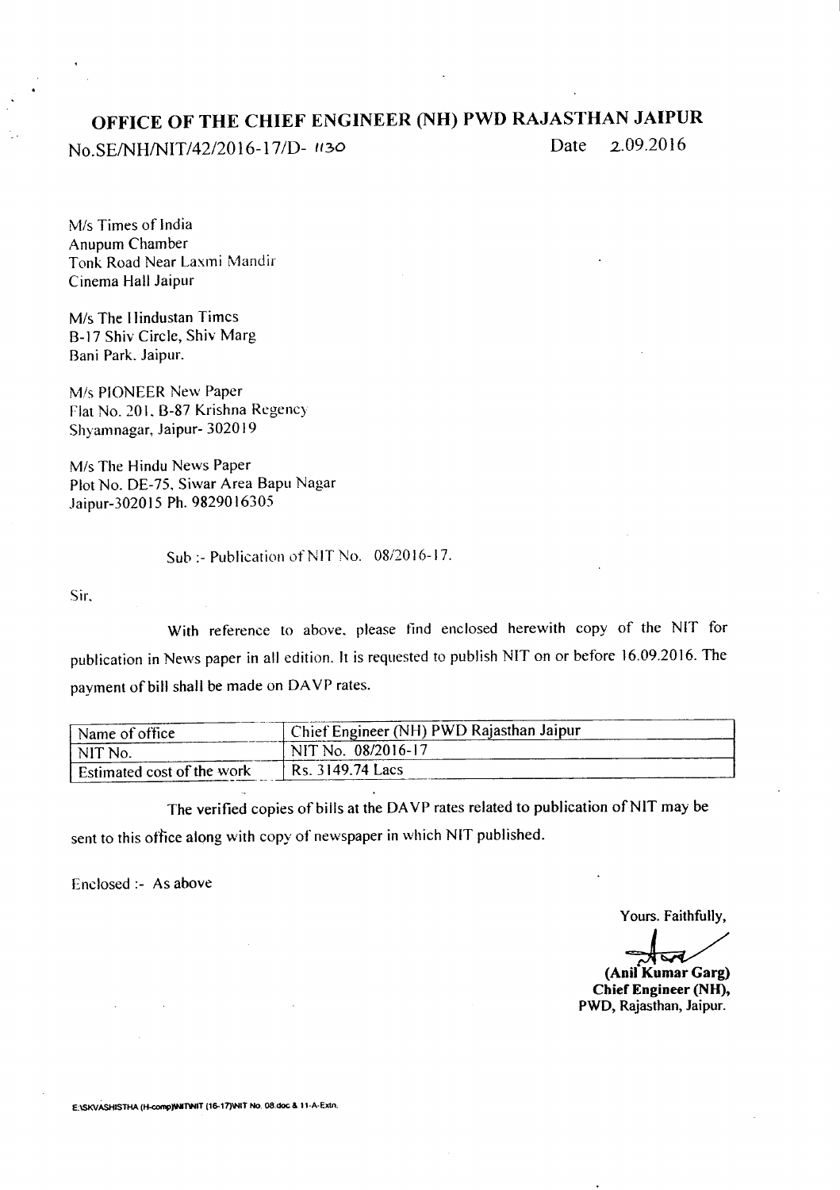# OFFICE OF THE CHIEF ENGINEER (NH) PWD RAJASTHAN JAIPUR

No.SE/NH/NIT/42/2016-17/D- 1130 Date 2.09.2016

M/s Times of India
Anupum Chamber
Tonk Road Near Laxmi Mandir
Cinema Hall Jaipur

M/s The Hindustan Times
B-17 Shiv Circle, Shiv Marg
Bani Park. Jaipur.

M/s PIONEER New Paper
Flat No. 201, B-87 Krishna Regency
Shyamnagar, Jaipur- 302019

M/s The Hindu News Paper
Plot No. DE-75, Siwar Area Bapu Nagar
Jaipur-302015 Ph. 9829016305

Sub :- Publication of NIT No. 08/2016-17.

Sir,

With reference to above, please find enclosed herewith copy of the NIT for publication in News paper in all edition. It is requested to publish NIT on or before 16.09.2016. The payment of bill shall be made on DAVP rates.

| Name of office | Chief Engineer (NH) PWD Rajasthan Jaipur |
|---|---|
| NIT No. | NIT No. 08/2016-17 |
| Estimated cost of the work | Rs. 3149.74 Lacs |

The verified copies of bills at the DAVP rates related to publication of NIT may be sent to this office along with copy of newspaper in which NIT published.

Enclosed :- As above

Yours. Faithfully,

**(Anil Kumar Garg)**
**Chief Engineer (NH),**
**PWD, Rajasthan, Jaipur.**

E:\SKVASHISTHA (H-comp)\NIT\NIT (16-17)\NIT No. 08.doc & 11-A-Extn.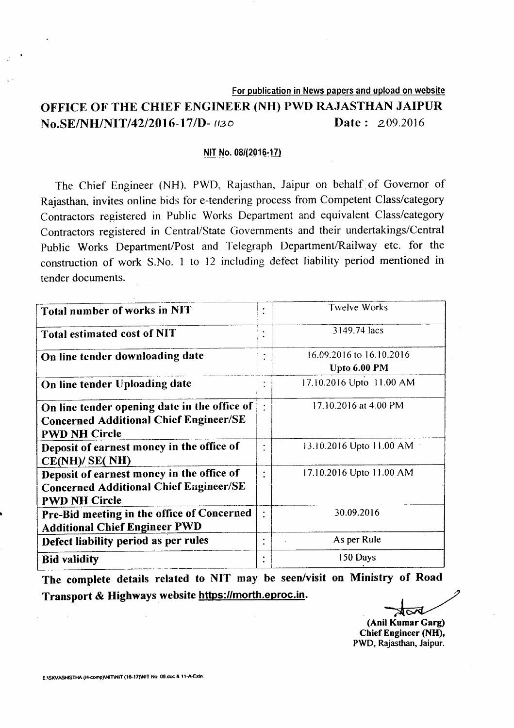For publication in News papers and upload on website

# OFFICE OF THE CHIEF ENGINEER (NH) PWD RAJASTHAN JAIPUR

**No.SE/NH/NIT/42/2016-17/D- 1130** **Date : 2.09.2016**

**NIT No. 08/(2016-17)**

The Chief Engineer (NH), PWD, Rajasthan, Jaipur on behalf of Governor of Rajasthan, invites online bids for e-tendering process from Competent Class/category Contractors registered in Public Works Department and equivalent Class/category Contractors registered in Central/State Governments and their undertakings/Central Public Works Department/Post and Telegraph Department/Railway etc. for the construction of work S.No. 1 to 12 including defect liability period mentioned in tender documents.

| | | |
|---|---|---|
| **Total number of works in NIT** | : | Twelve Works |
| **Total estimated cost of NIT** | : | 3149.74 lacs |
| **On line tender downloading date** | : | 16.09.2016 to 16.10.2016 **Upto 6.00 PM** |
| **On line tender Uploading date** | : | 17.10.2016 Upto 11.00 AM |
| **On line tender opening date in the office of Concerned Additional Chief Engineer/SE PWD NH Circle** | : | 17.10.2016 at 4.00 PM |
| **Deposit of earnest money in the office of CE(NH)/ SE( NH)** | : | 13.10.2016 Upto 11.00 AM |
| **Deposit of earnest money in the office of Concerned Additional Chief Engineer/SE PWD NH Circle** | : | 17.10.2016 Upto 11.00 AM |
| **Pre-Bid meeting in the office of Concerned Additional Chief Engineer PWD** | : | 30.09.2016 |
| **Defect liability period as per rules** | : | As per Rule |
| **Bid validity** | : | 150 Days |

**The complete details related to NIT may be seen/visit on Ministry of Road Transport & Highways website https://morth.eproc.in.**

**(Anil Kumar Garg)**
**Chief Engineer (NH),**
**PWD, Rajasthan, Jaipur.**

E:\SKVASHISTHA (H-comp)\NIT\NIT (16-17)\NIT No. 08.doc & 11-A-Extn.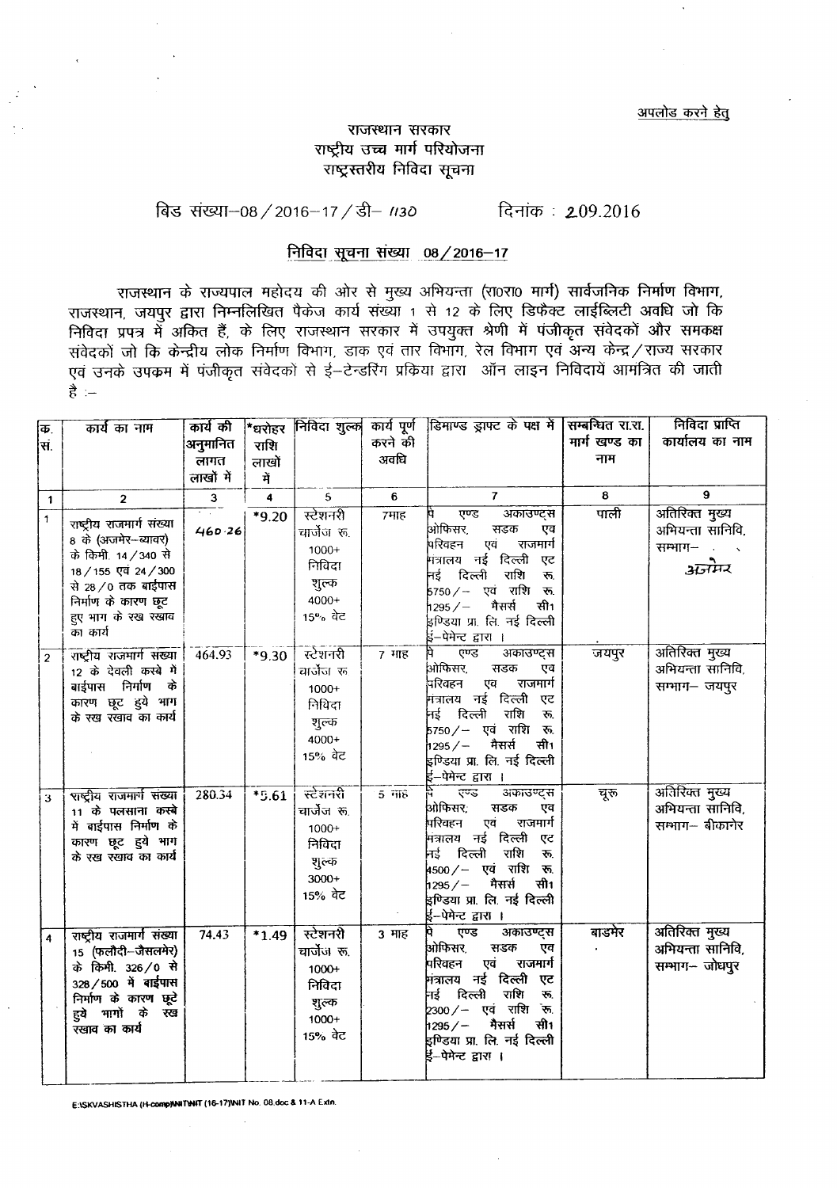अपलोड करने हेतु

# राजस्थान सरकार
## राष्ट्रीय उच्च मार्ग परियोजना
### राष्ट्रस्तरीय निविदा सूचना

बिड संख्या–08 / 2016–17 / डी– 1130 दिनांक : 2.09.2016

**निविदा सूचना संख्या 08 / 2016–17**

राजस्थान के राज्यपाल महोदय की ओर से मुख्य अभियन्ता (रा0रा0 मार्ग) सार्वजनिक निर्माण विभाग, राजस्थान, जयपुर द्वारा निम्नलिखित पैकेज कार्य संख्या 1 से 12 के लिए डिफैक्ट लाईब्लिटी अवधि जो कि निविदा प्रपत्र में अंकित हैं, के लिए राजस्थान सरकार में उपयुक्त श्रेणी में पंजीकृत संवेदकों और समकक्ष संवेदकों जो कि केन्द्रीय लोक निर्माण विभाग, डाक एवं तार विभाग, रेल विभाग एवं अन्य केन्द्र / राज्य सरकार एवं उनके उपक्रम में पंजीकृत संवेदकों से ई–टेन्डरिंग प्रकिया द्वारा ऑन लाइन निविदायें आमंत्रित की जाती है :–

| क्र. सं. | कार्य का नाम | कार्य की अनुमानित लागत लाखों में | *धरोहर राशि लाखों में | निविदा शुल्क | कार्य पूर्ण करने की अवधि | डिमाण्ड ड्राफ्ट के पक्ष में | सम्बन्धित रा.रा. मार्ग खण्ड का नाम | निविदा प्राप्ति कार्यालय का नाम |
|---|---|---|---|---|---|---|---|---|
| 1 | 2 | 3 | 4 | 5 | 6 | 7 | 8 | 9 |
| 1 | राष्ट्रीय राजमार्ग संख्या 8 के (अजमेर–ब्यावर) के किमी. 14 / 340 से 18 / 155 एवं 24 / 300 से 28 / 0 तक बाईपास निर्माण के कारण छूट हुए भाग के रख रखाव का कार्य | 460.26 | *9.20 | स्टेशनरी चार्जेज रू. 1000+ निविदा शुल्क 4000+ 15% वेट | 7माह | पे एण्ड अकाउण्ट्स ओफिसर, सडक एव परिवहन एवं राजमार्ग मंत्रालय नई दिल्ली एट नई दिल्ली राशि रू. 5750 / – एवं राशि रू. 1295 / – मैसर्स सी1 इण्डिया प्रा. लि. नई दिल्ली ई–पेमेन्ट द्वारा । | पाली | अतिरिक्त मुख्य अभियन्ता सानिवि, सम्भाग– अजमेर |
| 2 | राष्ट्रीय राजमार्ग संख्या 12 के देवली कस्बे मे बाईपास निर्माण के कारण छूट हुये भाग के रख रखाव का कार्य | 464.93 | *9.30 | स्टेशनरी चार्जेज रू 1000+ निविदा शुल्क 4000+ 15% वेट | 7 माह | पे एण्ड अकाउण्ट्स ओफिसर, सडक एव परिवहन एव राजमार्ग मंत्रालय नई दिल्ली एट नई दिल्ली राशि रू. 5750 / – एवं राशि रू. 1295 / – मैसर्स सी1 इण्डिया प्रा. लि. नई दिल्ली ई–पेमेन्ट द्वारा । | जयपुर | अतिरिक्त मुख्य अभियन्ता सानिवि, सम्भाग– जयपुर |
| 3 | राष्ट्रीय राजमार्ग संख्या 11 के पलसाना कस्बे में बाईपास निर्माण के कारण छूट हुये भाग के रख रखाव का कार्य | 280.54 | *5.61 | स्टेशनरी चार्जेज रू. 1000+ निविदा शुल्क 3000+ 15% वेट | 5 माह | पे एण्ड अकाउण्ट्स ओफिसर, सडक एव परिवहन एव राजमार्ग मंत्रालय नई दिल्ली एट नई दिल्ली राशि रू. 4500 / – एवं राशि रू. 1295 / – मैसर्स सी1 इण्डिया प्रा. लि. नई दिल्ली ई–पेमेन्ट द्वारा । | चूरू | अतिरिक्त मुख्य अभियन्ता सानिवि, सम्भाग– बीकानेर |
| 4 | राष्ट्रीय राजमार्ग संख्या 15 (फलौदी–जैसलमेर) के किमी. 326 / 0 से 328 / 500 में बाईपास निर्माण के कारण छूटे हुये भागों के रख रखाव का कार्य | 74.43 | *1.49 | स्टेशनरी चार्जेज रू. 1000+ निविदा शुल्क 1000+ 15% वेट | 3 माह | पे एण्ड अकाउण्ट्स ओफिसर, सडक एव परिवहन एवं राजमार्ग मंत्रालय नई दिल्ली एट नई दिल्ली राशि रू. 2300 / – एवं राशि रू. 1295 / – मैसर्स सी1 इण्डिया प्रा. लि. नई दिल्ली ई–पेमेन्ट द्वारा । | बाडमेर | अतिरिक्त मुख्य अभियन्ता सानिवि, सम्भाग– जोधपुर |

E:\SKVASHISTHA (H-comp)\NIT\NIT (16-17)\NIT No. 08.doc & 11-A Extn.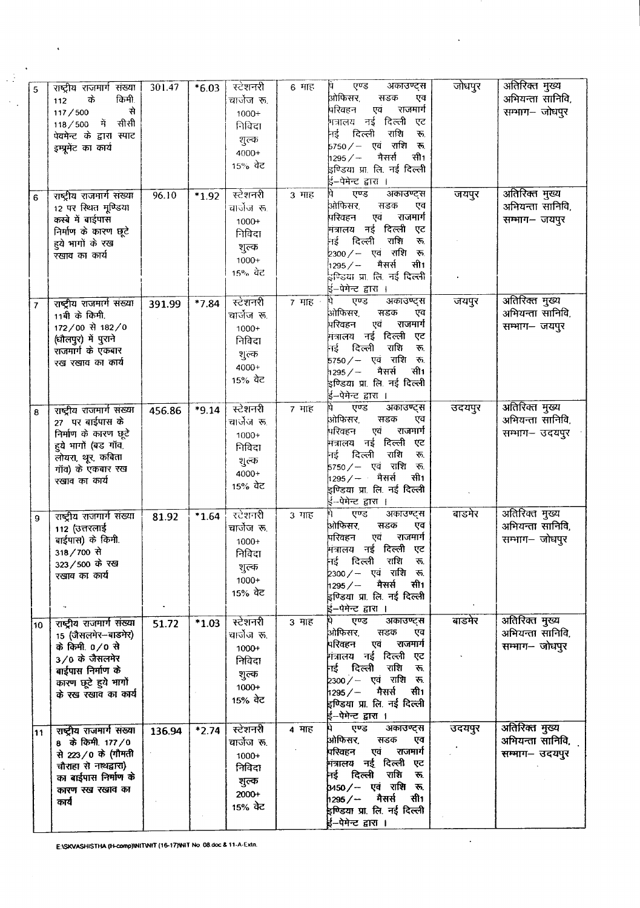| 5 | राष्ट्रीय राजमार्ग संख्या 112 के किमी. 117/500 से 118/500 में सीसी पेवमेन्ट के द्वारा स्पाट इम्प्रूमेंट का कार्य | 301.47 | *6.03 | स्टेशनरी चार्जेज रू. 1000+ निविदा शुल्क 4000+ 15% वेट | 6 माह | पे एण्ड अकाउण्ट्स ऑफिसर, सडक एव परिवहन एवं राजमार्ग मंत्रालय नई दिल्ली एट नई दिल्ली राशि रू. 5750/- एवं राशि रू. 1295/- मैसर्स सी1 इण्डिया प्रा. लि. नई दिल्ली ई-पेमेन्ट द्वारा । | जोधपुर | अतिरिक्त मुख्य अभियन्ता सानिवि, सम्भाग- जोधपुर |
|---|---|---|---|---|---|---|---|---|
| 6 | राष्ट्रीय राजमार्ग संख्या 12 पर स्थित मूण्डिया कस्बे में बाईपास निर्माण के कारण छूटे हुये भागों के रख रखाव का कार्य | 96.10 | *1.92 | स्टेशनरी चार्जेज रू. 1000+ निविदा शुल्क 1000+ 15% वेट | 3 माह | पे एण्ड अकाउण्ट्स ऑफिसर, सडक एव परिवहन एवं राजमार्ग मंत्रालय नई दिल्ली एट नई दिल्ली राशि रू. 2300/- एवं राशि रू. 1295/- मैसर्स सी1 इण्डिया प्रा. लि. नई दिल्ली ई-पेमेन्ट द्वारा । | जयपुर | अतिरिक्त मुख्य अभियन्ता सानिवि, सम्भाग- जयपुर |
| 7 | राष्ट्रीय राजमार्ग संख्या 11बी के किमी. 172/00 से 182/00 (धौलपुर) में पुराने राजमार्ग के एकबार रख रखाव का कार्य | 391.99 | *7.84 | स्टेशनरी चार्जेज रू. 1000+ निविदा शुल्क 4000+ 15% वेट | 7 माह | पे एण्ड अकाउण्ट्स ऑफिसर, सडक एव परिवहन एवं राजमार्ग मंत्रालय नई दिल्ली एट नई दिल्ली राशि रू. 5750/- एवं राशि रू. 1295/- मैसर्स सी1 इण्डिया प्रा. लि. नई दिल्ली ई-पेमेन्ट द्वारा । | जयपुर | अतिरिक्त मुख्य अभियन्ता सानिवि, सम्भाग- जयपुर |
| 8 | राष्ट्रीय राजमार्ग संख्या 27 पर बाईपास के निर्माण के कारण छूटे हुये भागों (बड गॉव, लोयरा, थूर, कविता गॉव) के एकबार रख रखाव का कार्य | 456.86 | *9.14 | स्टेशनरी चार्जेज रू. 1000+ निविदा शुल्क 4000+ 15% वेट | 7 माह | पे एण्ड अकाउण्ट्स ऑफिसर, सडक एव परिवहन एवं राजमार्ग मंत्रालय नई दिल्ली एट नई दिल्ली राशि रू. 5750/- एवं राशि रू. 1295/- मैसर्स सी1 इण्डिया प्रा. लि. नई दिल्ली ई-पेमेन्ट द्वारा । | उदयपुर | अतिरिक्त मुख्य अभियन्ता सानिवि, सम्भाग- उदयपुर |
| 9 | राष्ट्रीय राजमार्ग संख्या 112 (उत्तरलाई बाईपास) के किमी. 318/700 से 323/500 के रख रखाव का कार्य | 81.92 | *1.64 | स्टेशनरी चार्जेज रू. 1000+ निविदा शुल्क 1000+ 15% वेट | 3 माह | पे एण्ड अकाउण्ट्स ऑफिसर, सडक एव परिवहन एवं राजमार्ग मंत्रालय नई दिल्ली एट नई दिल्ली राशि रू. 2300/- एवं राशि रू. 1295/- मैसर्स सी1 इण्डिया प्रा. लि. नई दिल्ली ई-पेमेन्ट द्वारा । | बाडमेर | अतिरिक्त मुख्य अभियन्ता सानिवि, सम्भाग- जोधपुर |
| 10 | राष्ट्रीय राजमार्ग संख्या 15 (जैसलमेर-बाडमेर) के किमी. 0/0 से 3/0 के जैसलमेर बाईपास निर्माण के कारण छूटे हुये भागों के रख रखाव का कार्य | 51.72 | *1.03 | स्टेशनरी चार्जेज रू. 1000+ निविदा शुल्क 1000+ 15% वेट | 3 माह | पे एण्ड अकाउण्ट्स ऑफिसर, सडक एव परिवहन एवं राजमार्ग मंत्रालय नई दिल्ली एट नई दिल्ली राशि रू. 2300/- एवं राशि रू. 1295/- मैसर्स सी1 इण्डिया प्रा. लि. नई दिल्ली ई-पेमेन्ट द्वारा । | बाडमेर | अतिरिक्त मुख्य अभियन्ता सानिवि, सम्भाग- जोधपुर |
| 11 | राष्ट्रीय राजमार्ग संख्या 8 के किमी. 177/0 से 223/0 के (गोमती चौराहा से नाथद्वारा) का बाईपास निर्माण के कारण रख रखाव का कार्य | 136.94 | *2.74 | स्टेशनरी चार्जेज रू. 1000+ निविदा शुल्क 2000+ 15% वेट | 4 माह | पे एण्ड अकाउण्ट्स ऑफिसर, सडक एव परिवहन एवं राजमार्ग मंत्रालय नई दिल्ली एट नई दिल्ली राशि रू. 3450/- एवं राशि रू. 1295/- मैसर्स सी1 इण्डिया प्रा. लि. नई दिल्ली ई-पेमेन्ट द्वारा । | उदयपुर | अतिरिक्त मुख्य अभियन्ता सानिवि, सम्भाग- उदयपुर |

E:\SKVASHISTHA (H-comp)\NIT\NIT (16-17)\NIT No 08.doc & 11-A-Extn.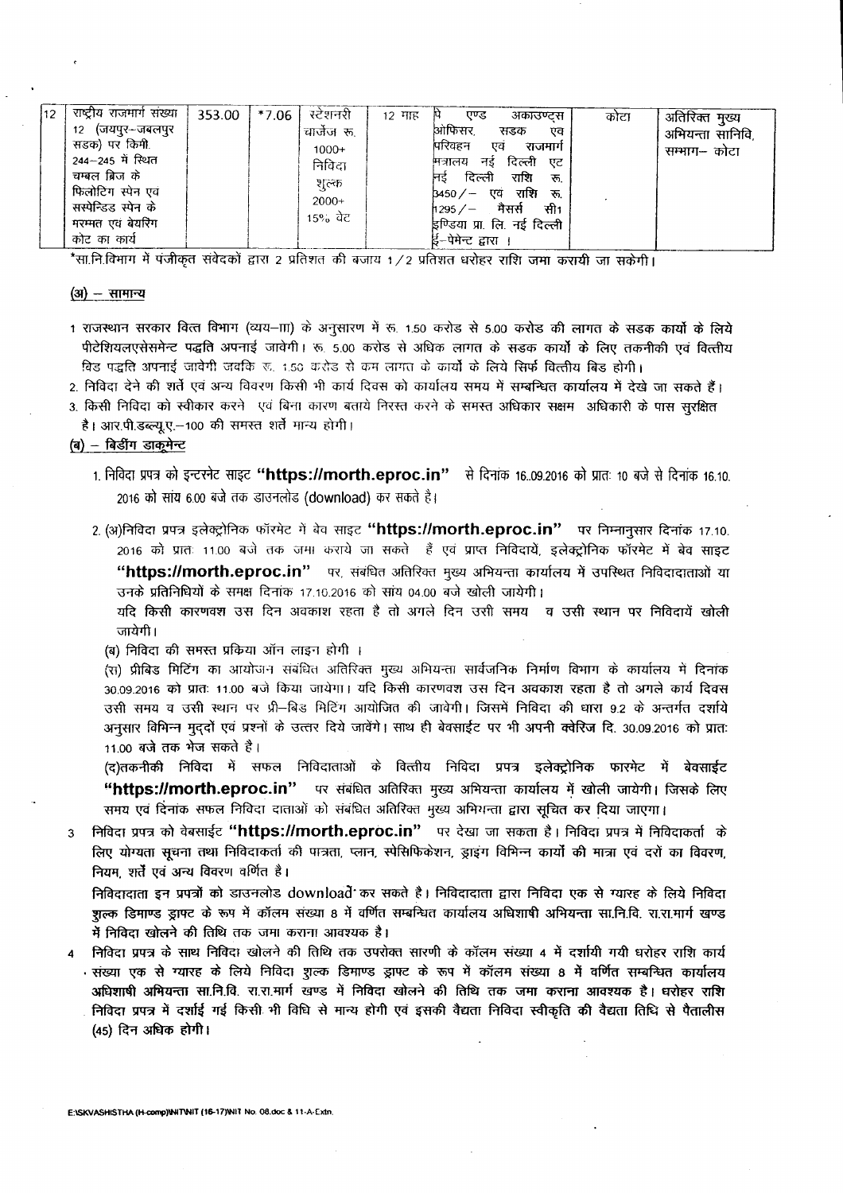| 12 | राष्ट्रीय राजमार्ग संख्या 12 (जयपुर-जबलपुर सडक) पर किमी. 244-245 में स्थित चम्बल ब्रिज के फिलोटिंग स्पेन एवं सस्पेन्डिड स्पेन के मरम्मत एवं बेयरिंग कोट का कार्य | 353.00 | *7.06 | स्टेशनरी चार्जेज रू. 1000+ निविदा शुल्क 2000+ 15% वेट | 12 माह | पे एण्ड अकाउण्ट्स ऑफिसर, सडक एव परिवहन एवं राजमार्ग मंत्रालय नई दिल्ली एट नई दिल्ली राशि रू. 3450/- एवं राशि रू. 1295/- मैसर्स सी1 इण्डिया प्रा. लि. नई दिल्ली ई-पेमेन्ट द्वारा। | कोटा | अतिरिक्त मुख्य अभियन्ता सानिवि, सम्भाग- कोटा |
|---|---|---|---|---|---|---|---|---|

*सा.नि.विभाग में पंजीकृत संवेदकों द्वारा 2 प्रतिशत की बजाय 1/2 प्रतिशत धरोहर राशि जमा करायी जा सकेगी।

## (अ) – सामान्य

1 राजस्थान सरकार वित्त विभाग (व्यय-III) के अनुसारण में रू. 1.50 करोड से 5.00 करोड की लागत के सडक कार्यो के लिये पीटेशियलएसेसमेन्ट पद्धति अपनाई जावेगी। रू. 5.00 करोड से अधिक लागत के सडक कार्यो के लिए तकनीकी एवं वित्तीय बिड पद्धति अपनाई जावेगी जबकि रू. 1.50 करोड से कम लागत के कार्यो के लिये सिर्फ वित्तीय बिड होगी।

2. निविदा देने की शर्ते एवं अन्य विवरण किसी भी कार्य दिवस को कार्यालय समय में सम्बन्धित कार्यालय में देखे जा सकते हैं।

3. किसी निविदा को स्वीकार करने एवं बिना कारण बताये निरस्त करने के समस्त अधिकार सक्षम अधिकारी के पास सुरक्षित है। आर.पी.डब्ल्यू.ए.-100 की समस्त शर्ते मान्य होगी।

## (ब) – बिडींग डाकूमेन्ट

1. निविदा प्रपत्र को इन्टरनेट साइट **"https://morth.eproc.in"** से दिनांक 16..09.2016 को प्रातः 10 बजे से दिनांक 16.10. 2016 को सांय 6.00 बजे तक डाउनलोड (download) कर सकते है।

2. (अ)निविदा प्रपत्र इलेक्ट्रोनिक फॉरमेट में बेव साइट **"https://morth.eproc.in"** पर निम्नानुसार दिनांक 17.10. 2016 को प्रातः 11.00 बजे तक जमा कराये जा सकते हैं एवं प्राप्त निविदायें, इलेक्ट्रोनिक फॉरमेट में बेव साइट **"https://morth.eproc.in"** पर, संबंधित अतिरिक्त मुख्य अभियन्ता कार्यालय में उपस्थित निविदादाताओं या उनके प्रतिनिधियों के समक्ष दिनांक 17.10.2016 को सांय 04.00 बजे खोली जायेगी।
यदि किसी कारणवश उस दिन अवकाश रहता है तो अगले दिन उसी समय व उसी स्थान पर निविदायें खोली जायेगी।
(ब) निविदा की समस्त प्रकिया ऑन लाइन होगी ।
(स) प्रीबिड मिटिंग का आयोजन संबंधित अतिरिक्त मुख्य अभियन्ता सार्वजनिक निर्माण विभाग के कार्यालय में दिनांक 30.09.2016 को प्रातः 11.00 बजे किया जायेगा। यदि किसी कारणवश उस दिन अवकाश रहता है तो अगले कार्य दिवस उसी समय व उसी स्थान पर प्री-बिड मिटिंग आयोजित की जावेगी। जिसमें निविदा की धारा 9.2 के अन्तर्गत दर्शाये अनुसार विभिन्न मुद्दों एवं प्रश्नों के उत्तर दिये जावेंगे। साथ ही बेवसाईट पर भी अपनी क्वेरिज दि. 30.09.2016 को प्रातः 11.00 बजे तक भेज सकते है।
(द)तकनीकी निविदा में सफल निविदाताओं के वित्तीय निविदा प्रपत्र इलेक्ट्रोनिक फारमेट में बेवसाईट **"https://morth.eproc.in"** पर संबंधित अतिरिक्त मुख्य अभियन्ता कार्यालय में खोली जायेगी। जिसके लिए समय एवं दिनांक सफल निविदा दाताओं को संबंधित अतिरिक्त मुख्य अभियन्ता द्वारा सूचित कर दिया जाएगा।

3 निविदा प्रपत्र को वेबसाईट **"https://morth.eproc.in"** पर देखा जा सकता है। निविदा प्रपत्र में निविदाकर्ता के लिए योग्यता सूचना तथा निविदाकर्ता की पात्रता, प्लान, स्पेसिफिकेशन, ड्राइंग विभिन्न कार्यो की मात्रा एवं दरों का विवरण, नियम, शर्ते एवं अन्य विवरण वर्णित है।
निविदादाता इन प्रपत्रों को डाउनलोड download कर सकते है। निविदादाता द्वारा निविदा एक से ग्यारह के लिये निविदा शुल्क डिमाण्ड ड्राफ्ट के रूप में कॉलम संख्या 8 में वर्णित सम्बन्धित कार्यालय अधिशाषी अभियन्ता सा.नि.वि. रा.रा.मार्ग खण्ड में निविदा खोलने की तिथि तक जमा कराना आवश्यक है।

4 निविदा प्रपत्र के साथ निविदा खोलने की तिथि तक उपरोक्त सारणी के कॉलम संख्या 4 में दर्शायी गयी धरोहर राशि कार्य संख्या एक से ग्यारह के लिये निविदा शुल्क डिमाण्ड ड्राफ्ट के रूप में कॉलम संख्या 8 में वर्णित सम्बन्धित कार्यालय अधिशाषी अभियन्ता सा.नि.वि. रा.रा.मार्ग खण्ड में निविदा खोलने की तिथि तक जमा कराना आवश्यक है। धरोहर राशि निविदा प्रपत्र में दर्शाई गई किसी भी विधि से मान्य होगी एवं इसकी वैद्यता निविदा स्वीकृति की वैद्यता तिथि से पैतालीस (45) दिन अधिक होगी।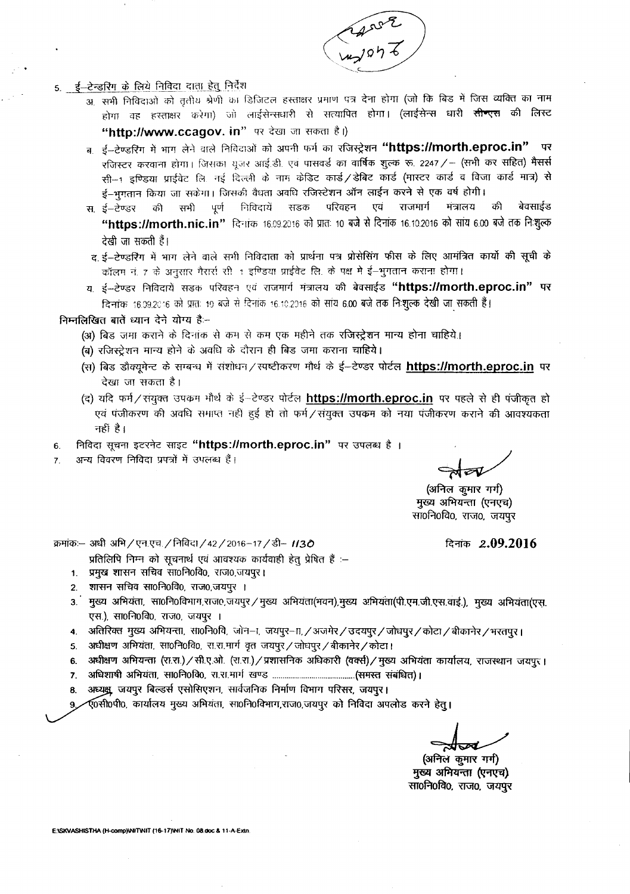5. ई–टेन्डरिंग के लिये निविदा दाता हेतु निर्देश

   अ. सभी निविदाओं को तृतीय श्रेणी का डिजिटल हस्ताक्षर प्रमाण पत्र देना होगा (जो कि बिड में जिस व्यक्ति का नाम होगा वह हस्ताक्षर करेगा) जो लाईसेन्सधारी से सत्यापित होगा। (लाईसेन्स धारी सीण्एस की लिस्ट **"http://www.ccagov. in"** पर देखा जा सकता है।)

   ब. ई–टेण्डरिंग मे भाग लेने वाले निविदाओं को अपनी फर्म का रजिस्ट्रेशन **"https://morth.eproc.in"** पर रजिस्टर करवाना होगा। जिसका यूजर आई.डी. एवं पासवर्ड का वार्षिक शुल्क रू. 2247/– (सभी कर सहित) मैसर्स सी–1 इण्डिया प्राईवेट लि. नई दिल्ली के नाम क्रेडिट कार्ड/डेबिट कार्ड (मास्टर कार्ड व विजा कार्ड मात्र) से ई–भुगतान किया जा सकेगा। जिसकी वैधता अवधि रजिस्टेशन ऑन लाईन करने से एक वर्ष होगी।

   स. ई–टेण्डर की सभी पूर्ण निविदायें सडक परिवहन एवं राजमार्ग मंत्रालय की बेवसाईड **"https://morth.nic.in"** दिनांक 16.09.2016 को प्रातः 10 बजे से दिनांक 16.10.2016 को सांय 6.00 बजे तक निःशुल्क देखी जा सकती हैं।

   द. ई–टेण्डरिंग में भाग लेने वाले सभी निविदाता को प्रार्थना पत्र प्रोसेसिंग फीस के लिए आमंत्रित कार्यो की सूची के कॉलम नं. 7 के अनुसार मैसर्स सी. 1 इण्डिया प्राईवेट लि. के पक्ष मे ई–भुगतान कराना होगा।

   य. ई–टेण्डर निविदायें सडक परिवहन एवं राजमार्ग मंत्रालय की बेवसाईड **"https://morth.eproc.in"** पर दिनांक 16.09.2016 को प्रातः 10 बजे से दिनांक 16.10.2016 को सांय 6.00 बजे तक निःशुल्क देखी जा सकती हैं।

निम्नलिखित बातें ध्यान देने योग्य है:–

   (अ) बिड जमा कराने के दिनांक से कम से कम एक महीने तक रजिस्ट्रेशन मान्य होना चाहिये।
   (ब) रजिस्ट्रेशन मान्य होने के अवधि के दौरान ही बिड जमा कराना चाहिये।
   (स) बिड डौक्यूमेन्ट के सम्बन्ध में संशोधन/स्पष्टीकरण मौर्थ के ई–टेण्डर पोर्टल **https://morth.eproc.in** पर देखा जा सकता है।
   (द) यदि फर्म/संयुक्त उपकम मौर्थ के ई–टेण्डर पोर्टल **https://morth.eproc.in** पर पहले से ही पंजीकृत हो एवं पंजीकरण की अवधि समाप्त नही हुई हो तो फर्म/संयुक्त उपकम को नया पंजीकरण कराने की आवश्यकता नहीं है।

6. निविदा सूचना इटरनेट साइट **"https://morth.eproc.in"** पर उपलब्ध है ।
7. अन्य विवरण निविदा प्रपत्रों में उपलब्ध हैं।

(अनिल कुमार गर्ग)
मुख्य अभियन्ता (एनएच)
सा0नि0वि0, राज0, जयपुर

क्रमांकः– अधी अभि/एन.एच./निविदा/42/2016–17/डी– 1130 दिनांक 2.09.2016

प्रतिलिपि निम्न को सूचनार्थ एवं आवश्यक कार्यवाही हेतु प्रेषित है :–

1. प्रमुख शासन सचिव सा0नि0वि0, राज0,जयपुर।
2. शासन सचिव सा0नि0वि0, राज0,जयपुर ।
3. मुख्य अभियंता, सा0नि0विभाग,राज0,जयपुर/मुख्य अभियंता(भवन),मुख्य अभियंता(पी.एम.जी.एस.वाई.), मुख्य अभियंता(एस.एस.), सा0नि0वि0, राज0, जयपुर ।
4. अतिरिक्त मुख्य अभियन्ता, सा0नि0वि, जोन–I, जयपुर–II,/अजमेर/उदयपुर/जोधपुर/कोटा/बीकानेर/भरतपुर।
5. अधीक्षण अभियंता, सा0नि0वि0, रा.रा.मार्ग वृत जयपुर/जोधपुर/बीकानेर/कोटा।
6. अधीक्षण अभियन्ता (रा.रा.)/सी.ए.ओ. (रा.रा.)/प्रशासनिक अधिकारी (वर्क्स)/मुख्य अभियंता कार्यालय, राजस्थान जयपुर।
7. अधिशाषी अभियंता, सा0नि0वि0, रा.रा.मार्ग खण्ड ......................................(समस्त संबंधित)।
8. अध्यक्ष, जयपुर बिल्डर्स एसोसिएशन, सार्वजनिक निर्माण विभाग परिसर, जयपुर।
9. ए0सी0पी0, कार्यालय मुख्य अभियंता, सा0नि0विभाग,राज0,जयपुर को निविदा अपलोड करने हेतु।

(अनिल कुमार गर्ग)
मुख्य अभियन्ता (एनएच)
सा0नि0वि0, राज0, जयपुर

E:\SKVASHISTHA (H-comp)\NIT\NIT (16-17)\NIT No. 08 doc & 11-A-Extn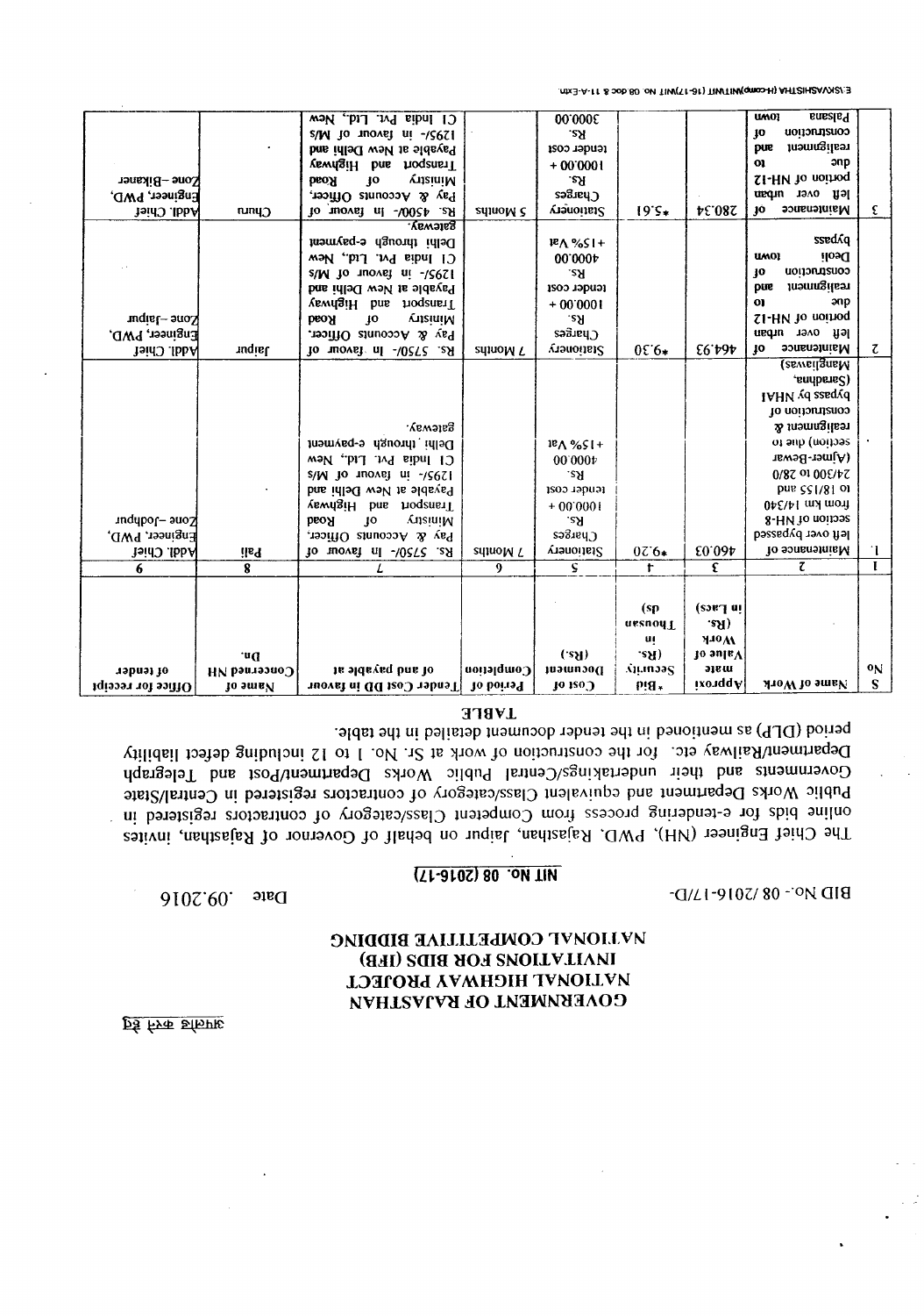परिशिष्ट

# GOVERNMENT OF RAJASTHAN
# NATIONAL HIGHWAY PROJECT
# INVITATIONS FOR BIDS (IFB)
# NATIONAL COMPETITIVE BIDDING

BID No.- 08 /2016-17/D-

Date .09.2016

## NIT NO. 08 (2016-17)

The Chief Engineer (NH), PWD, Rajasthan, Jaipur on behalf of Governor of Rajasthan, invites online bids for e-tendering process from Competent Class/category of contractors registered in Public Works Department and equivalent Class/category of contractors registered in Central/State Governments and their underakings/Central Public Works Department/Post and Telegraph Department/Railway etc. for the construction of work at Sr. No. 1 to 12 including defect liability period (DLP) as mentioned in the tender document detailed in the table.

**TABLE**

| S No | Name of Work | Approximate Value of Work (Rs. in Lacs) | *Bid Security (Rs. in Thousands) | Cost of Document (Rs.) | Period of Completion | Tender Cost DD in favour of and payable at | Name of Concerned NH Dn. | Office for receipt of tender |
|---|---|---|---|---|---|---|---|---|
| 1 | 2 | 3 | 4 | 5 | 6 | 7 | 8 | 9 |
| 1. | Maintenance of left over bypassed section of NH-8 from km 14/340 to 18/155 and 24/300 to 28/0 (Ajmer-Bewar section) due to realignment & construction of bypass by NHAI (Sarandpura) | 460.03 | *9.20 | Stationery Charges Rs. 10000.00 + tender cost Rs. 4000.00 +15% Vat | 7 Months | Rs. 5750/- in favour of Pay & Accounts Officer, Ministry of Road Transport and Highway Payable at New Delhi and 1295/- in favour of M/s CI India Pvt. Ltd., New Delhi through e-payment gateway. | Pali | Addl. Chief Engineer, PWD, Zone –Jodhpur |
| 2. | Maintenance of left over urban portion of NH-12 due to realignment and construction of Deoli town bypass | 464.93 | *9.30 | Stationery Charges Rs. 10000.00 + tender cost Rs. 4000.00 +15% Vat | 7 Months | Rs. 5750/- in favour of Pay & Accounts Officer, Ministry of Road Transport and Highway Payable at New Delhi and 1295/- in favour of M/s CI India Pvt. Ltd., New Delhi through e-payment gateway. | Jaipur | Addl. Chief Engineer, PWD, Zone –Jaipur |
| 3. | Maintenance of left over urban portion of NH-12 due to realignment and construction of Palsana town | 280.34 | *5.61 | Stationery Charges Rs. 10000.00 + tender cost Rs. 3000.00 | 5 Months | Rs. 4500/- in favour of Pay & Accounts Officer, Ministry of Road Transport and Highway Payable at New Delhi and 1295/- in favour of M/s CI India Pvt. Ltd., New | Churu | Addl. Chief Engineer, PWD, Zone –Bikaner |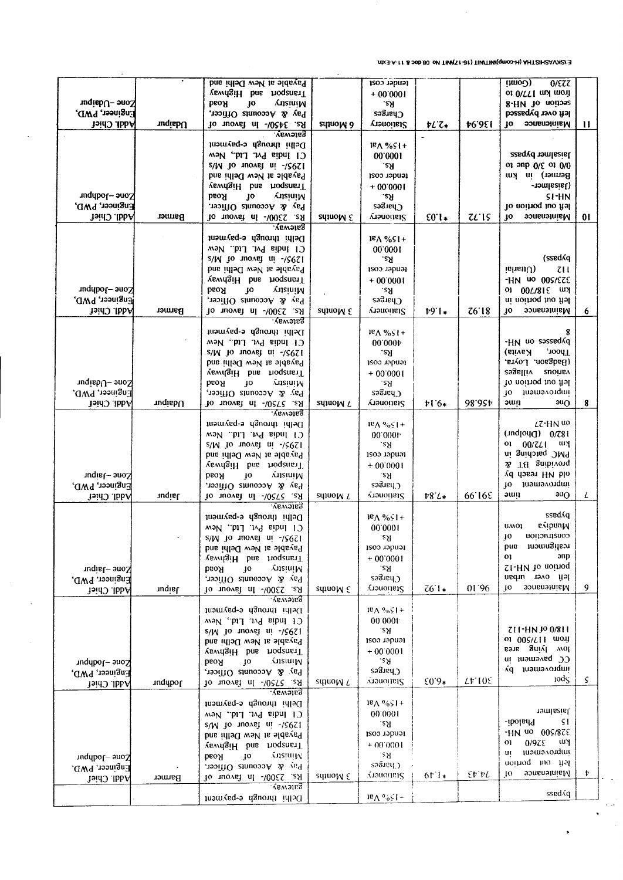| | | | | | | | | |
|---|---|---|---|---|---|---|---|---|
| | bypass | | | +15% Vat | | Delhi through e-payment gateway. | | |
| 4 | Maintenance of left out portion in improvement in km 326/0 to 328/500 on NH-15 Phalodi-Jaisalmer | 74.43 | 1.49* | Stationery Charges Rs. 1000.00 + tender cost Rs. 10000.00 +15% Vat | 3 Months | Rs. 2300/- in favour of Pay & Accounts Officer, Ministry of Road Transport and Highway Payable at New Delhi and 1295/- in favour of M/s CI India Pvt. Ltd. New Delhi through e-payment gateway. | Barmer | Addl. Chief Engineer, PWD, Zone-Jodhpur |
| 5 | Spot improvement by CC pavement in low lying area from 117/500 to 118/0 of NH-112 | 301.47 | 6.03* | Stationery Charges Rs. 1000.00 + tender cost Rs. 4000.00 +15% Vat | 7 Months | Rs. 5750/- in favour of Pay & Accounts Officer, Ministry of Road Tranport and Highway Payable at New Delhi and 1295/- in favour of M/s CI India Pvt. Ltd. New Delhi through e-payment gateway. | Jodhpur | Addl. Chief Engineer, PWD, Zone-Jodhpur |
| 6 | Maintenance of left over urban portion of NH-12 due to realignment and construction of Mundiya town bypass | 96.10 | 1.92* | Stationery Charges Rs. 1000.00 + tender cost Rs. 10000.00 +15% Vat | 3 Months | Rs. 2300/- in favour of Pay & Accounts Officer, Ministry of Road Transport and Highway Payable at New Delhi and 1295/- in favour of M/s CI India Pvt. Ltd. New Delhi through e-payment gateway. | Jaipur | Addl. Chief Engineer, PWD, Zone-Jaipur |
| 7 | One time improvement of old reach by providing BT & PMC patching in km 172/00 to 182/0 (Dholpur) on NH-27 | 391.99 | 7.84* | Stationery Charges Rs. 1000.00 + tender cost Rs. 4000.00 +15% Vat | 7 Months | Rs. 5750/- in favour of Pay & Accounts Officer, Ministry of Road Transport and Highway Payable at New Delhi and 1295/- in favour of M/s CI India Pvt. Ltd. New Delhi through e-payment gateway. | Jaipur | Addl. Chief Engineer, PWD, Zone-Jaipur |
| 8 | One time improvement of left out portion of various villages (Badgaon, Loyra, Thoor, Kavita) bypasses on NH-8 | 456.86 | 9.14* | Stationery Charges Rs. 1000.00 + tender cost Rs. 4000.00 +15% Vat | 7 Months | Rs. 5750/- in favour of Pay & Accounts Officer, Ministry of Road Transport and Highway Payable at New Delhi and 1295/- in favour of M/s CI India Pvt. Ltd. New Delhi through e-payment gateway. | Udaipur | Addl. Chief Engineer, PWD, Zone-Udaipur |
| 9 | Maintenance of left out portion in km 318/700 to 323/500 on NH-112 (Uttarlai bypass) | 81.92 | 1.64* | Stationery Charges Rs. 1000.00 + tender cost Rs. 10000.00 +15% Vat | 3 Months | Rs. 2300/- in favour of Pay & Accounts Officer, Ministry of Road Transport and Highway Payable at New Delhi and 1295/- in favour of M/s CI India Pvt. Ltd. New Delhi through e-payment gateway. | Barmer | Addl. Chief Engineer, PWD, Zone-Jodhpur |
| 10 | Maintenance of left out portion of NH-15 (Jaisalmer-Barmer) in km 0/0 to 3/0 of Jaisalmer bypass | 51.72 | 1.03* | Stationery Charges Rs. 1000.00 + tender cost Rs. 10000.00 +15% Vat | 3 Months | Rs. 2300/- in favour of Pay & Accounts Officer, Ministry of Road Transport and Highway Payable at New Delhi and 1295/- in favour of M/s CI India Pvt. Ltd. New Delhi through e-payment gateway. | Barmer | Addl. Chief Engineer, PWD, Zone-Jodhpur |
| 11 | Maintenance of left over bypassed section NH-8 from km 177/0 to 223/0 (Gomti) | 136.94 | 2.74* | Stationery Charges Rs. 1000.00 + tender cost | 6 Months | Rs. 3450/- in favour of Pay & Accounts Officer, Ministry of Road Transport and Highway Payable at New Delhi and | Udaipur | Addl. Chief Engineer, PWD, Zone-Udaipur |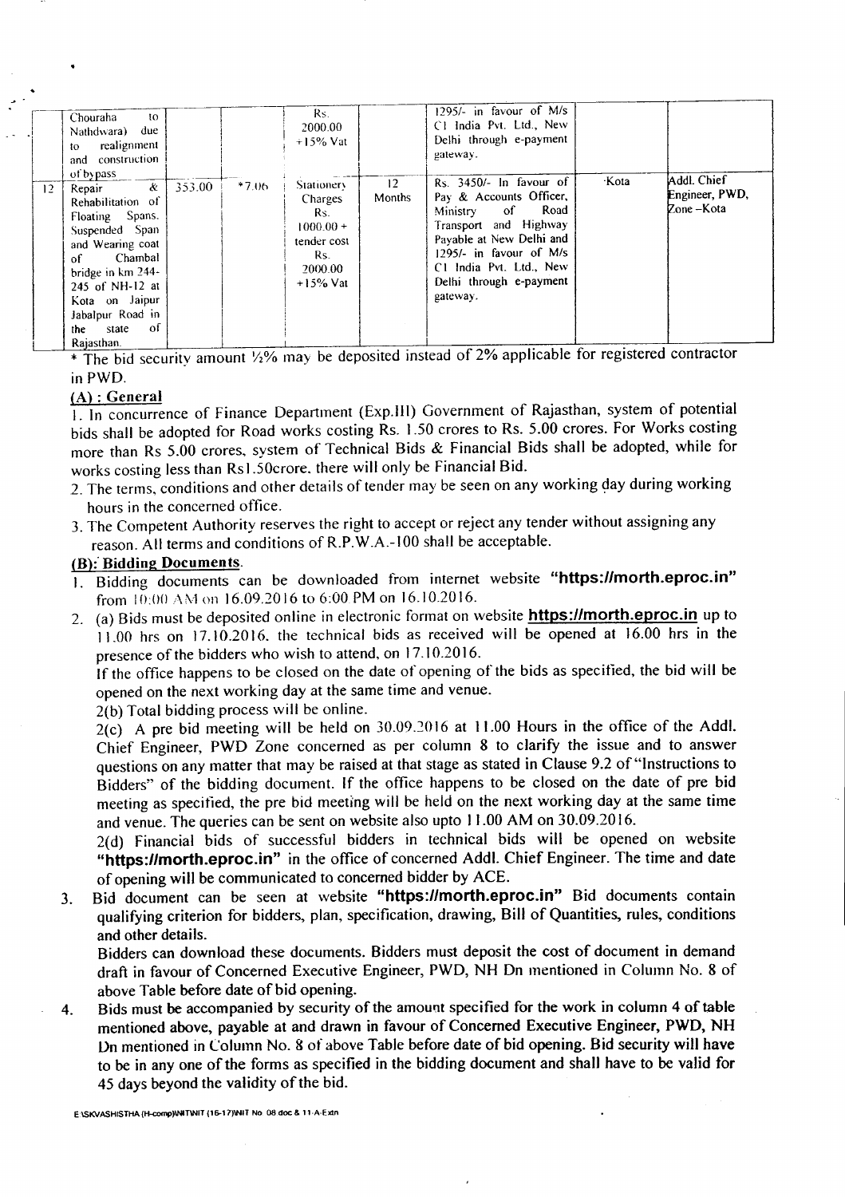| | | | | | | | | |
|---|---|---|---|---|---|---|---|---|
| | Chouraha to Nathdwara) due to realignment and construction of bypass | | | Rs. 2000.00 +15% Vat | | 1295/- in favour of M/s C1 India Pvt. Ltd., New Delhi through e-payment gateway. | | |
| 12 | Repair & Rehabilitation of Floating Spans. Suspended Span and Wearing coat of Chambal bridge in km 244-245 of NH-12 at Kota on Jaipur Jabalpur Road in the state of Rajasthan. | 353.00 | *7.06 | Stationery Charges Rs. 1000.00 + tender cost Rs. 2000.00 +15% Vat | 12 Months | Rs. 3450/- In favour of Pay & Accounts Officer, Ministry of Road Transport and Highway Payable at New Delhi and 1295/- in favour of M/s C1 India Pvt. Ltd., New Delhi through e-payment gateway. | Kota | Addl. Chief Engineer, PWD, Zone –Kota |

* The bid security amount ½% may be deposited instead of 2% applicable for registered contractor in PWD.

## (A) : General

1. In concurrence of Finance Department (Exp.III) Government of Rajasthan, system of potential bids shall be adopted for Road works costing Rs. 1.50 crores to Rs. 5.00 crores. For Works costing more than Rs 5.00 crores, system of Technical Bids & Financial Bids shall be adopted, while for works costing less than Rs1.50crore, there will only be Financial Bid.
2. The terms, conditions and other details of tender may be seen on any working day during working hours in the concerned office.
3. The Competent Authority reserves the right to accept or reject any tender without assigning any reason. All terms and conditions of R.P.W.A.-100 shall be acceptable.

## (B): Bidding Documents.

1. Bidding documents can be downloaded from internet website **"https://morth.eproc.in"** from 10:00 AM on 16.09.2016 to 6:00 PM on 16.10.2016.
2. (a) Bids must be deposited online in electronic format on website **https://morth.eproc.in** up to 11.00 hrs on 17.10.2016. the technical bids as received will be opened at 16.00 hrs in the presence of the bidders who wish to attend, on 17.10.2016.

   If the office happens to be closed on the date of opening of the bids as specified, the bid will be opened on the next working day at the same time and venue.

   2(b) Total bidding process will be online.

   2(c) A pre bid meeting will be held on 30.09.2016 at 11.00 Hours in the office of the Addl. Chief Engineer, PWD Zone concerned as per column 8 to clarify the issue and to answer questions on any matter that may be raised at that stage as stated in Clause 9.2 of "Instructions to Bidders" of the bidding document. If the office happens to be closed on the date of pre bid meeting as specified, the pre bid meeting will be held on the next working day at the same time and venue. The queries can be sent on website also upto 11.00 AM on 30.09.2016.

   2(d) Financial bids of successful bidders in technical bids will be opened on website **"https://morth.eproc.in"** in the office of concerned Addl. Chief Engineer. The time and date of opening will be communicated to concerned bidder by ACE.
3. Bid document can be seen at website **"https://morth.eproc.in"** Bid documents contain qualifying criterion for bidders, plan, specification, drawing, Bill of Quantities, rules, conditions and other details.

   Bidders can download these documents. Bidders must deposit the cost of document in demand draft in favour of Concerned Executive Engineer, PWD, NH Dn mentioned in Column No. 8 of above Table before date of bid opening.
4. Bids must be accompanied by security of the amount specified for the work in column 4 of table mentioned above, payable at and drawn in favour of Concerned Executive Engineer, PWD, NH Dn mentioned in Column No. 8 of above Table before date of bid opening. Bid security will have to be in any one of the forms as specified in the bidding document and shall have to be valid for 45 days beyond the validity of the bid.

E:\SKVASHISTHA (H-comp)\NIT\NIT (16-17)\NIT No 08 doc & 11-A-Extn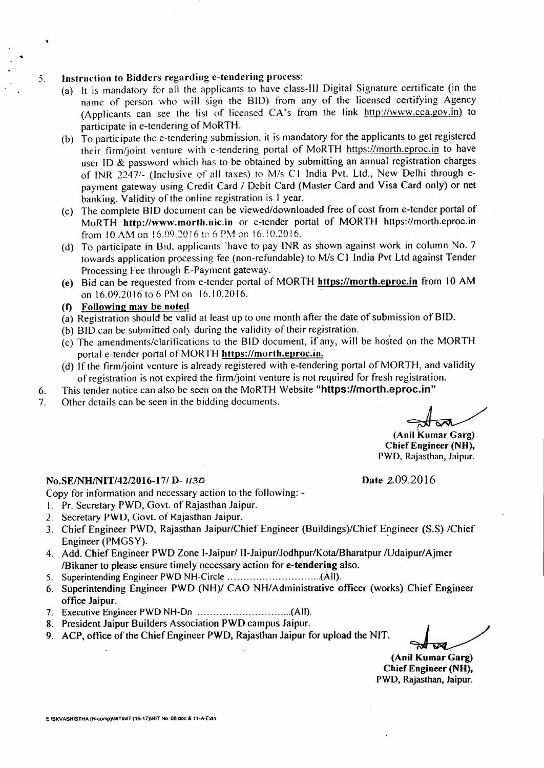5. **Instruction to Bidders regarding e-tendering process:**
   (a) It is mandatory for all the applicants to have class-III Digital Signature certificate (in the name of person who will sign the BID) from any of the licensed certifying Agency (Applicants can see the list of licensed CA's from the link http://www.cca.gov.in) to participate in e-tendering of MoRTH.
   (b) To participate the e-tendering submission, it is mandatory for the applicants to get registered their firm/joint venture with e-tendering portal of MoRTH https://morth.eproc.in to have user ID & password which has to be obtained by submitting an annual registration charges of INR 2247/- (Inclusive of all taxes) to M/s C1 India Pvt. Ltd., New Delhi through e-payment gateway using Credit Card / Debit Card (Master Card and Visa Card only) or net banking. Validity of the online registration is 1 year.
   (c) The complete BID document can be viewed/downloaded free of cost from e-tender portal of MoRTH **http://www.morth.nic.in** or e-tender portal of MORTH https://morth.eproc.in from 10 AM on 16.09.2016 to 6 PM on 16.10.2016.
   (d) To participate in Bid, applicants 'have to pay INR as shown against work in column No. 7 towards application processing fee (non-refundable) to M/s C1 India Pvt Ltd against Tender Processing Fee through E-Payment gateway.
   (e) Bid can be requested from e-tender portal of MORTH **https://morth.eproc.in** from 10 AM on 16.09.2016 to 6 PM on 16.10.2016.
   (f) **Following may be noted**
   (a) Registration should be valid at least up to one month after the date of submission of BID.
   (b) BID can be submitted only during the validity of their registration.
   (c) The amendments/clarifications to the BID document, if any, will be hosted on the MORTH portal e-tender portal of MORTH **https://morth.eproc.in.**
   (d) If the firm/joint venture is already registered with e-tendering portal of MORTH, and validity of registration is not expired the firm/joint venture is not required for fresh registration.
6. This tender notice can also be seen on the MoRTH Website **"https://morth.eproc.in"**
7. Other details can be seen in the bidding documents.

**(Anil Kumar Garg)**
**Chief Engineer (NH),**
PWD, Rajasthan, Jaipur.

**No.SE/NH/NIT/42/2016-17/ D- 1130** **Date 2.09.2016**

Copy for information and necessary action to the following: -

1. Pr. Secretary PWD, Govt. of Rajasthan Jaipur.
2. Secretary PWD, Govt. of Rajasthan Jaipur.
3. Chief Engineer PWD, Rajasthan Jaipur/Chief Engineer (Buildings)/Chief Engineer (S.S) /Chief Engineer (PMGSY).
4. Add. Chief Engineer PWD Zone I-Jaipur/ II-Jaipur/Jodhpur/Kota/Bharatpur /Udaipur/Ajmer /Bikaner to please ensure timely necessary action for **e-tendering** also.
5. Superintending Engineer PWD NH-Circle ..............................(All).
6. Superintending Engineer PWD (NH)/ CAO NH/Administrative officer (works) Chief Engineer office Jaipur.
7. Executive Engineer PWD NH-Dn ..............................(All).
8. President Jaipur Builders Association PWD campus Jaipur.
9. ACP, office of the Chief Engineer PWD, Rajasthan Jaipur for upload the NIT.

**(Anil Kumar Garg)**
**Chief Engineer (NH),**
PWD, Rajasthan, Jaipur.

E:\SKVASHISTHA (H-comp)\NIT\NIT (16-17)\NIT No 08 doc & 11-A-Extn.